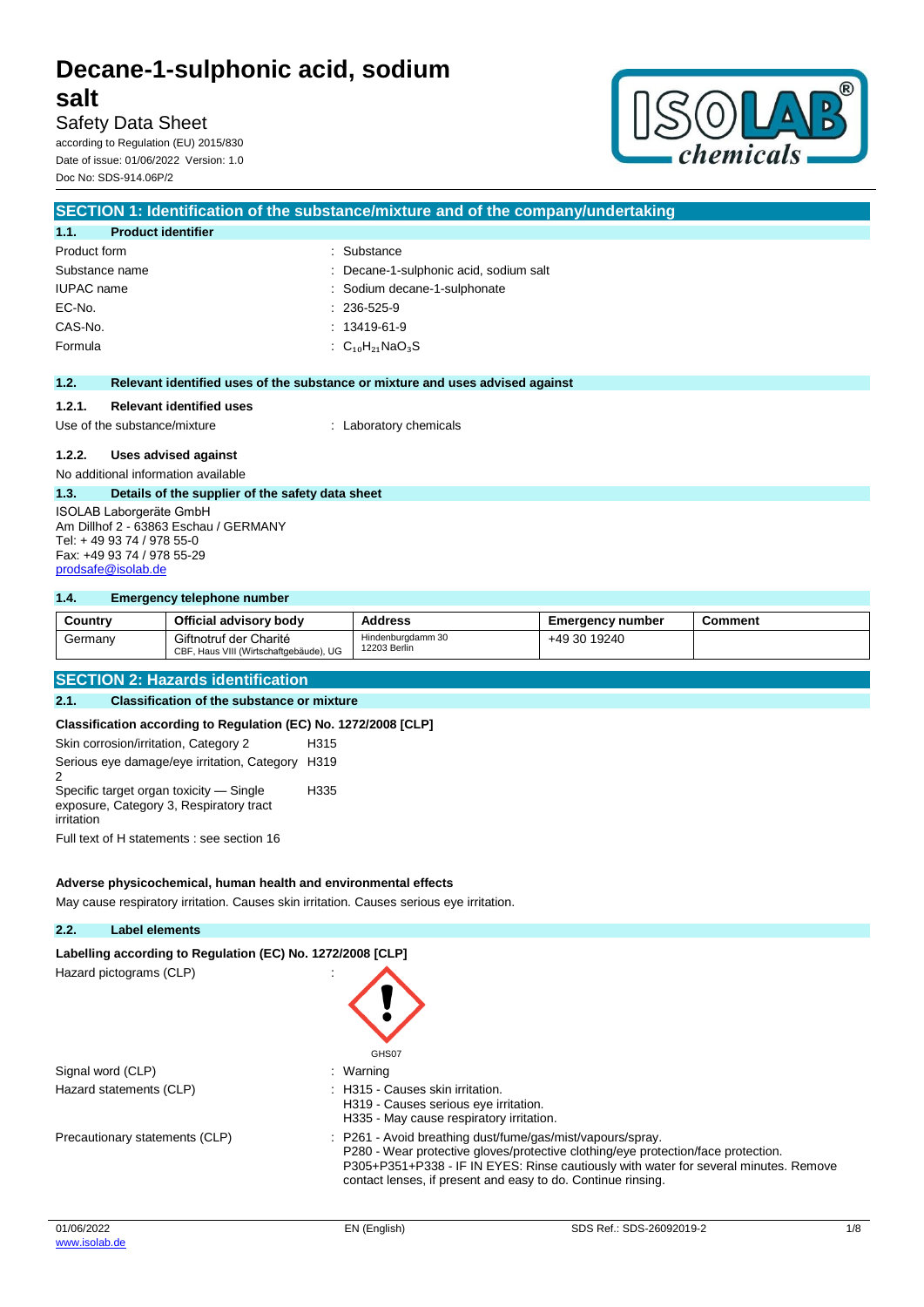# Decane-1-sulphonic acid, sodium salt

Safety Data Sheet

according to Regulation (EU) 2015/830

Date of issue: 01/06/2022 Version: 1.0

Doc No: SDS-914.06P/2

## SECTION 1: Identification of the substance/mixture and of the company/undertaking

### 1.1. Product identifier

| | |
|---|---|
| Product form | : Substance |
| Substance name | : Decane-1-sulphonic acid, sodium salt |
| IUPAC name | : Sodium decane-1-sulphonate |
| EC-No. | : 236-525-9 |
| CAS-No. | : 13419-61-9 |
| Formula | : $C_{10}H_{21}NaO_3S$ |

### 1.2. Relevant identified uses of the substance or mixture and uses advised against

#### 1.2.1. Relevant identified uses

Use of the substance/mixture : Laboratory chemicals

#### 1.2.2. Uses advised against

No additional information available

### 1.3. Details of the supplier of the safety data sheet

ISOLAB Laborgeräte GmbH
Am Dillhof 2 - 63863 Eschau / GERMANY
Tel: + 49 93 74 / 978 55-0
Fax: +49 93 74 / 978 55-29
prodsafe@isolab.de

### 1.4. Emergency telephone number

| Country | Official advisory body | Address | Emergency number | Comment |
|---|---|---|---|---|
| Germany | Giftnotruf der Charité<br>CBF, Haus VIII (Wirtschaftgebäude), UG | Hindenburgdamm 30<br>12203 Berlin | +49 30 19240 | |

## SECTION 2: Hazards identification

### 2.1. Classification of the substance or mixture

**Classification according to Regulation (EC) No. 1272/2008 [CLP]**

| | |
|---|---|
| Skin corrosion/irritation, Category 2 | H315 |
| Serious eye damage/eye irritation, Category 2 | H319 |
| Specific target organ toxicity — Single exposure, Category 3, Respiratory tract irritation | H335 |

Full text of H statements : see section 16

**Adverse physicochemical, human health and environmental effects**

May cause respiratory irritation. Causes skin irritation. Causes serious eye irritation.

### 2.2. Label elements

**Labelling according to Regulation (EC) No. 1272/2008 [CLP]**

Hazard pictograms (CLP) :

GHS07

Signal word (CLP) : Warning

Hazard statements (CLP) :
- H315 - Causes skin irritation.
- H319 - Causes serious eye irritation.
- H335 - May cause respiratory irritation.

Precautionary statements (CLP) :
- P261 - Avoid breathing dust/fume/gas/mist/vapours/spray.
- P280 - Wear protective gloves/protective clothing/eye protection/face protection.
- P305+P351+P338 - IF IN EYES: Rinse cautiously with water for several minutes. Remove contact lenses, if present and easy to do. Continue rinsing.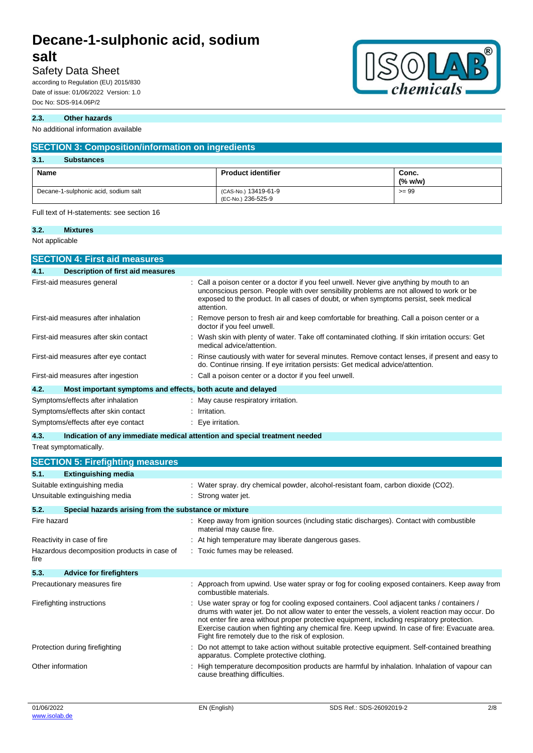### 2.3. Other hazards

No additional information available

## SECTION 3: Composition/information on ingredients

### 3.1. Substances

| Name | Product identifier | Conc. (% w/w) |
|---|---|---|
| Decane-1-sulphonic acid, sodium salt | (CAS-No.) 13419-61-9<br>(EC-No.) 236-525-9 | >= 99 |

Full text of H-statements: see section 16

### 3.2. Mixtures

Not applicable

## SECTION 4: First aid measures

### 4.1. Description of first aid measures

| | |
|---|---|
| First-aid measures general | : Call a poison center or a doctor if you feel unwell. Never give anything by mouth to an unconscious person. People with over sensibility problems are not allowed to work or be exposed to the product. In all cases of doubt, or when symptoms persist, seek medical attention. |
| First-aid measures after inhalation | : Remove person to fresh air and keep comfortable for breathing. Call a poison center or a doctor if you feel unwell. |
| First-aid measures after skin contact | : Wash skin with plenty of water. Take off contaminated clothing. If skin irritation occurs: Get medical advice/attention. |
| First-aid measures after eye contact | : Rinse cautiously with water for several minutes. Remove contact lenses, if present and easy to do. Continue rinsing. If eye irritation persists: Get medical advice/attention. |
| First-aid measures after ingestion | : Call a poison center or a doctor if you feel unwell. |

### 4.2. Most important symptoms and effects, both acute and delayed

| | |
|---|---|
| Symptoms/effects after inhalation | : May cause respiratory irritation. |
| Symptoms/effects after skin contact | : Irritation. |
| Symptoms/effects after eye contact | : Eye irritation. |

### 4.3. Indication of any immediate medical attention and special treatment needed

Treat symptomatically.

## SECTION 5: Firefighting measures

### 5.1. Extinguishing media

| | |
|---|---|
| Suitable extinguishing media | : Water spray. dry chemical powder, alcohol-resistant foam, carbon dioxide ($CO_2$). |
| Unsuitable extinguishing media | : Strong water jet. |

### 5.2. Special hazards arising from the substance or mixture

| | |
|---|---|
| Fire hazard | : Keep away from ignition sources (including static discharges). Contact with combustible material may cause fire. |
| Reactivity in case of fire | : At high temperature may liberate dangerous gases. |
| Hazardous decomposition products in case of fire | : Toxic fumes may be released. |

### 5.3. Advice for firefighters

| | |
|---|---|
| Precautionary measures fire | : Approach from upwind. Use water spray or fog for cooling exposed containers. Keep away from combustible materials. |
| Firefighting instructions | : Use water spray or fog for cooling exposed containers. Cool adjacent tanks / containers / drums with water jet. Do not allow water to enter the vessels, a violent reaction may occur. Do not enter fire area without proper protective equipment, including respiratory protection. Exercise caution when fighting any chemical fire. Keep upwind. In case of fire: Evacuate area. Fight fire remotely due to the risk of explosion. |
| Protection during firefighting | : Do not attempt to take action without suitable protective equipment. Self-contained breathing apparatus. Complete protective clothing. |
| Other information | : High temperature decomposition products are harmful by inhalation. Inhalation of vapour can cause breathing difficulties. |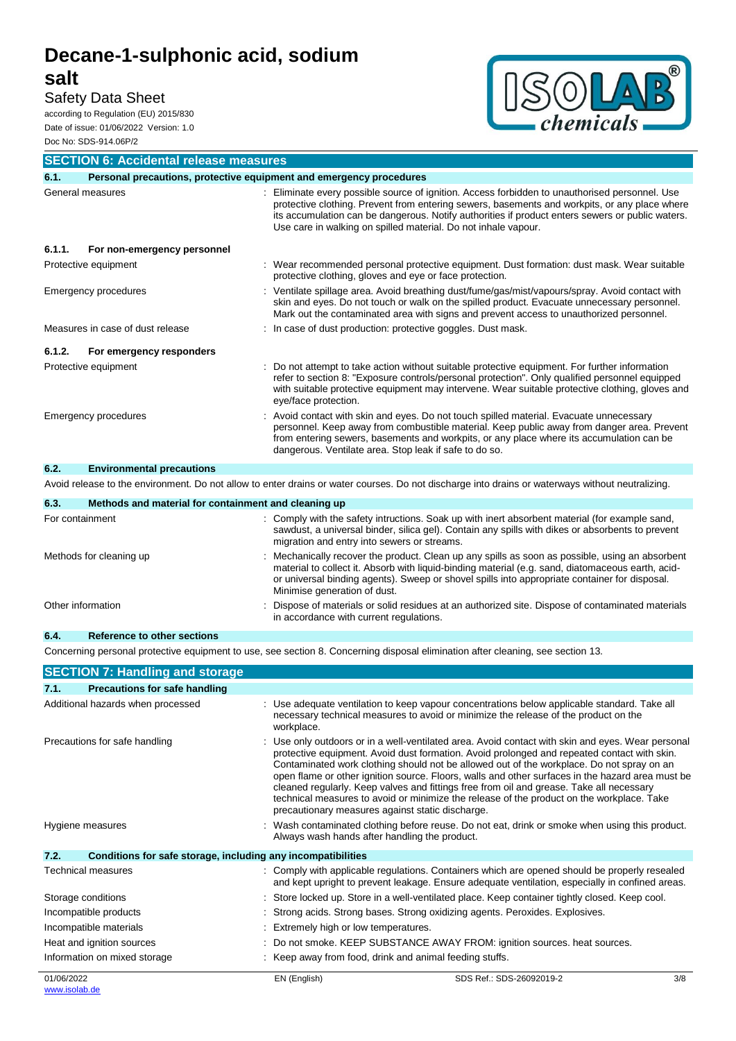## SECTION 6: Accidental release measures

### 6.1. Personal precautions, protective equipment and emergency procedures

| | |
|---|---|
| General measures | : Eliminate every possible source of ignition. Access forbidden to unauthorised personnel. Use protective clothing. Prevent from entering sewers, basements and workpits, or any place where its accumulation can be dangerous. Notify authorities if product enters sewers or public waters. Use care in walking on spilled material. Do not inhale vapour. |

#### 6.1.1. For non-emergency personnel

| | |
|---|---|
| Protective equipment | : Wear recommended personal protective equipment. Dust formation: dust mask. Wear suitable protective clothing, gloves and eye or face protection. |
| Emergency procedures | : Ventilate spillage area. Avoid breathing dust/fume/gas/mist/vapours/spray. Avoid contact with skin and eyes. Do not touch or walk on the spilled product. Evacuate unnecessary personnel. Mark out the contaminated area with signs and prevent access to unauthorized personnel. |
| Measures in case of dust release | : In case of dust production: protective goggles. Dust mask. |

#### 6.1.2. For emergency responders

| | |
|---|---|
| Protective equipment | : Do not attempt to take action without suitable protective equipment. For further information refer to section 8: "Exposure controls/personal protection". Only qualified personnel equipped with suitable protective equipment may intervene. Wear suitable protective clothing, gloves and eye/face protection. |
| Emergency procedures | : Avoid contact with skin and eyes. Do not touch spilled material. Evacuate unnecessary personnel. Keep away from combustible material. Keep public away from danger area. Prevent from entering sewers, basements and workpits, or any place where its accumulation can be dangerous. Ventilate area. Stop leak if safe to do so. |

### 6.2. Environmental precautions

Avoid release to the environment. Do not allow to enter drains or water courses. Do not discharge into drains or waterways without neutralizing.

### 6.3. Methods and material for containment and cleaning up

| | |
|---|---|
| For containment | : Comply with the safety intructions. Soak up with inert absorbent material (for example sand, sawdust, a universal binder, silica gel). Contain any spills with dikes or absorbents to prevent migration and entry into sewers or streams. |
| Methods for cleaning up | : Mechanically recover the product. Clean up any spills as soon as possible, using an absorbent material to collect it. Absorb with liquid-binding material (e.g. sand, diatomaceous earth, acid- or universal binding agents). Sweep or shovel spills into appropriate container for disposal. Minimise generation of dust. |
| Other information | : Dispose of materials or solid residues at an authorized site. Dispose of contaminated materials in accordance with current regulations. |

### 6.4. Reference to other sections

Concerning personal protective equipment to use, see section 8. Concerning disposal elimination after cleaning, see section 13.

## SECTION 7: Handling and storage

### 7.1. Precautions for safe handling

| | |
|---|---|
| Additional hazards when processed | : Use adequate ventilation to keep vapour concentrations below applicable standard. Take all necessary technical measures to avoid or minimize the release of the product on the workplace. |
| Precautions for safe handling | : Use only outdoors or in a well-ventilated area. Avoid contact with skin and eyes. Wear personal protective equipment. Avoid dust formation. Avoid prolonged and repeated contact with skin. Contaminated work clothing should not be allowed out of the workplace. Do not spray on an open flame or other ignition source. Floors, walls and other surfaces in the hazard area must be cleaned regularly. Keep valves and fittings free from oil and grease. Take all necessary technical measures to avoid or minimize the release of the product on the workplace. Take precautionary measures against static discharge. |
| Hygiene measures | : Wash contaminated clothing before reuse. Do not eat, drink or smoke when using this product. Always wash hands after handling the product. |

### 7.2. Conditions for safe storage, including any incompatibilities

| | |
|---|---|
| Technical measures | : Comply with applicable regulations. Containers which are opened should be properly resealed and kept upright to prevent leakage. Ensure adequate ventilation, especially in confined areas. |
| Storage conditions | : Store locked up. Store in a well-ventilated place. Keep container tightly closed. Keep cool. |
| Incompatible products | : Strong acids. Strong bases. Strong oxidizing agents. Peroxides. Explosives. |
| Incompatible materials | : Extremely high or low temperatures. |
| Heat and ignition sources | : Do not smoke. KEEP SUBSTANCE AWAY FROM: ignition sources. heat sources. |
| Information on mixed storage | : Keep away from food, drink and animal feeding stuffs. |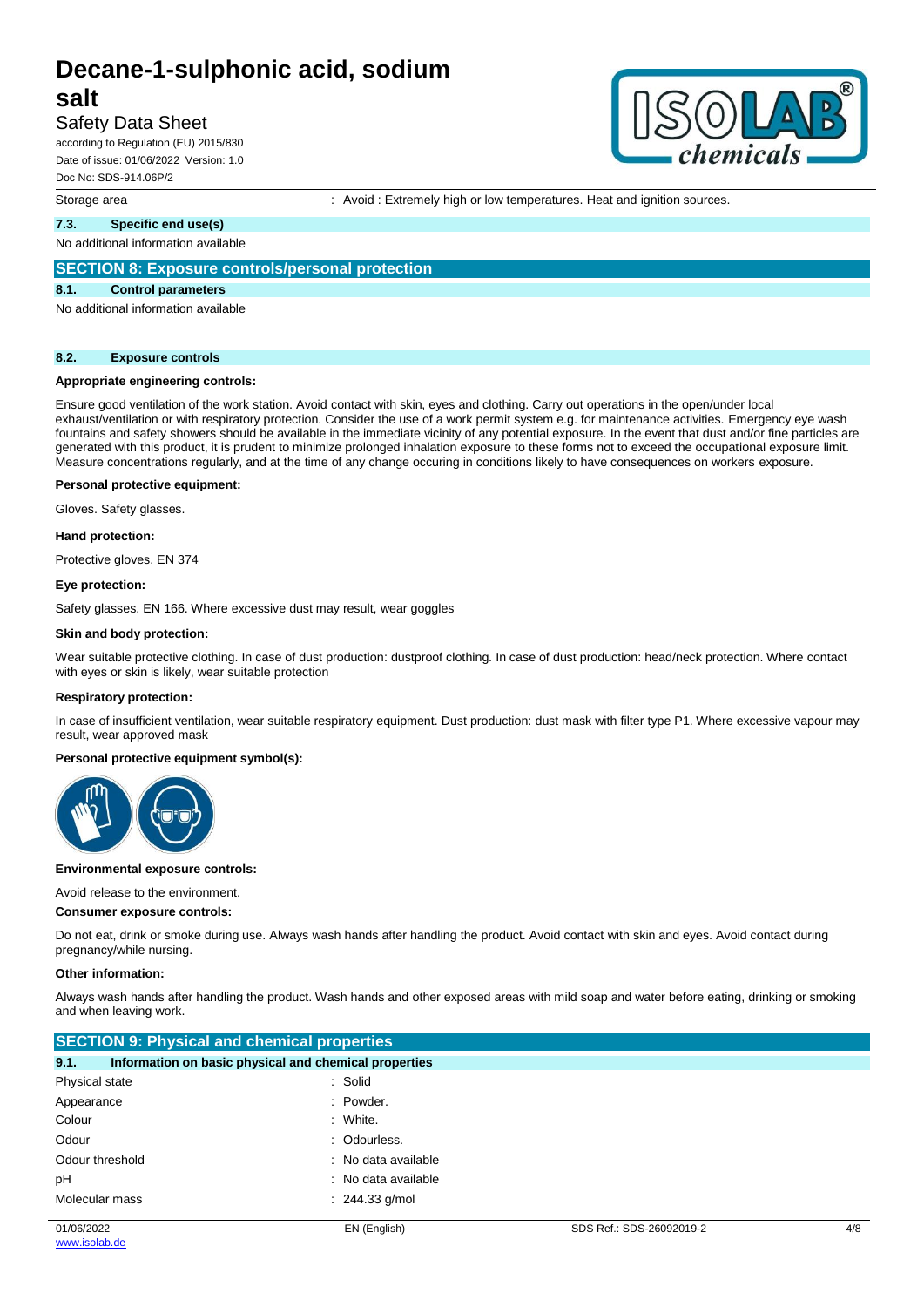| | |
|---|---|
| Storage area | : Avoid : Extremely high or low temperatures. Heat and ignition sources. |

### 7.3. Specific end use(s)

No additional information available

## SECTION 8: Exposure controls/personal protection

### 8.1. Control parameters

No additional information available

### 8.2. Exposure controls

**Appropriate engineering controls:**

Ensure good ventilation of the work station. Avoid contact with skin, eyes and clothing. Carry out operations in the open/under local exhaust/ventilation or with respiratory protection. Consider the use of a work permit system e.g. for maintenance activities. Emergency eye wash fountains and safety showers should be available in the immediate vicinity of any potential exposure. In the event that dust and/or fine particles are generated with this product, it is prudent to minimize prolonged inhalation exposure to these forms not to exceed the occupational exposure limit. Measure concentrations regularly, and at the time of any change occuring in conditions likely to have consequences on workers exposure.

**Personal protective equipment:**

Gloves. Safety glasses.

**Hand protection:**

Protective gloves. EN 374

**Eye protection:**

Safety glasses. EN 166. Where excessive dust may result, wear goggles

**Skin and body protection:**

Wear suitable protective clothing. In case of dust production: dustproof clothing. In case of dust production: head/neck protection. Where contact with eyes or skin is likely, wear suitable protection

**Respiratory protection:**

In case of insufficient ventilation, wear suitable respiratory equipment. Dust production: dust mask with filter type P1. Where excessive vapour may result, wear approved mask

**Personal protective equipment symbol(s):**

**Environmental exposure controls:**

Avoid release to the environment.

**Consumer exposure controls:**

Do not eat, drink or smoke during use. Always wash hands after handling the product. Avoid contact with skin and eyes. Avoid contact during pregnancy/while nursing.

**Other information:**

Always wash hands after handling the product. Wash hands and other exposed areas with mild soap and water before eating, drinking or smoking and when leaving work.

## SECTION 9: Physical and chemical properties

### 9.1. Information on basic physical and chemical properties

| | |
|---|---|
| Physical state | : Solid |
| Appearance | : Powder. |
| Colour | : White. |
| Odour | : Odourless. |
| Odour threshold | : No data available |
| pH | : No data available |
| Molecular mass | : 244.33 g/mol |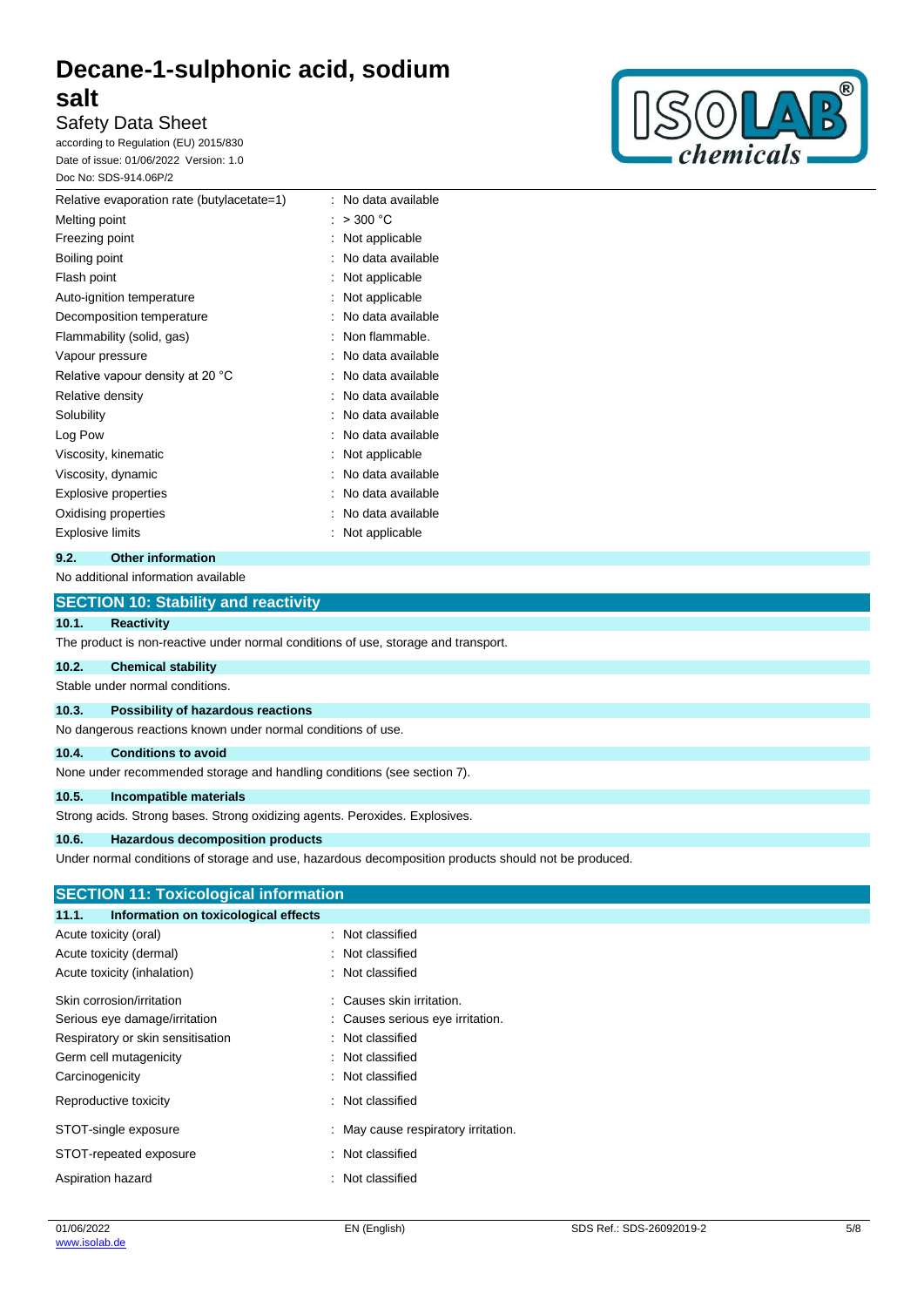| | |
|---|---|
| Relative evaporation rate (butylacetate=1) | : No data available |
| Melting point | : > 300 °C |
| Freezing point | : Not applicable |
| Boiling point | : No data available |
| Flash point | : Not applicable |
| Auto-ignition temperature | : Not applicable |
| Decomposition temperature | : No data available |
| Flammability (solid, gas) | : Non flammable. |
| Vapour pressure | : No data available |
| Relative vapour density at 20 °C | : No data available |
| Relative density | : No data available |
| Solubility | : No data available |
| Log Pow | : No data available |
| Viscosity, kinematic | : Not applicable |
| Viscosity, dynamic | : No data available |
| Explosive properties | : No data available |
| Oxidising properties | : No data available |
| Explosive limits | : Not applicable |

### 9.2. Other information

No additional information available

## SECTION 10: Stability and reactivity

### 10.1. Reactivity

The product is non-reactive under normal conditions of use, storage and transport.

### 10.2. Chemical stability

Stable under normal conditions.

### 10.3. Possibility of hazardous reactions

No dangerous reactions known under normal conditions of use.

### 10.4. Conditions to avoid

None under recommended storage and handling conditions (see section 7).

### 10.5. Incompatible materials

Strong acids. Strong bases. Strong oxidizing agents. Peroxides. Explosives.

### 10.6. Hazardous decomposition products

Under normal conditions of storage and use, hazardous decomposition products should not be produced.

## SECTION 11: Toxicological information

### 11.1. Information on toxicological effects

| | |
|---|---|
| Acute toxicity (oral) | : Not classified |
| Acute toxicity (dermal) | : Not classified |
| Acute toxicity (inhalation) | : Not classified |
| Skin corrosion/irritation | : Causes skin irritation. |
| Serious eye damage/irritation | : Causes serious eye irritation. |
| Respiratory or skin sensitisation | : Not classified |
| Germ cell mutagenicity | : Not classified |
| Carcinogenicity | : Not classified |
| Reproductive toxicity | : Not classified |
| STOT-single exposure | : May cause respiratory irritation. |
| STOT-repeated exposure | : Not classified |
| Aspiration hazard | : Not classified |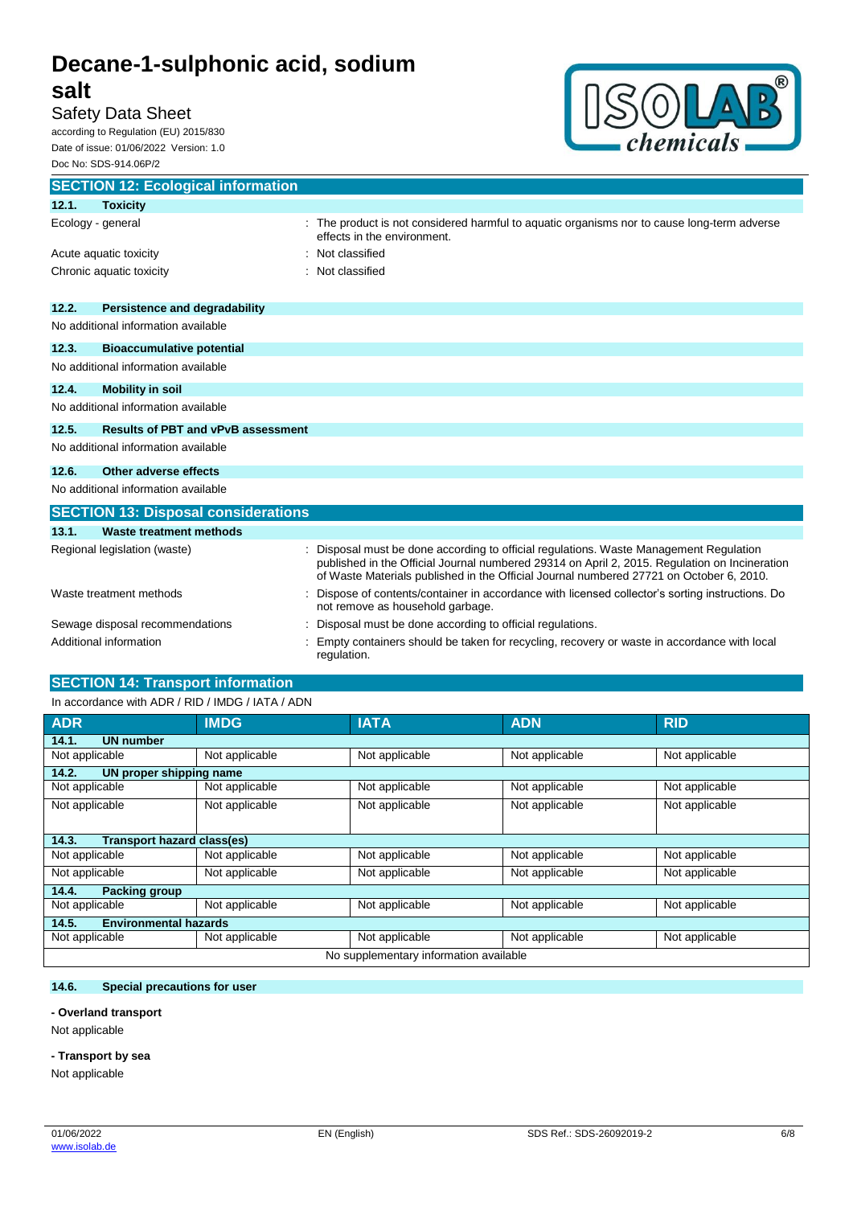## SECTION 12: Ecological information

### 12.1. Toxicity

| | |
|---|---|
| Ecology - general | : The product is not considered harmful to aquatic organisms nor to cause long-term adverse effects in the environment. |
| Acute aquatic toxicity | : Not classified |
| Chronic aquatic toxicity | : Not classified |

### 12.2. Persistence and degradability

No additional information available

### 12.3. Bioaccumulative potential

No additional information available

### 12.4. Mobility in soil

No additional information available

### 12.5. Results of PBT and vPvB assessment

No additional information available

### 12.6. Other adverse effects

No additional information available

## SECTION 13: Disposal considerations

### 13.1. Waste treatment methods

| | |
|---|---|
| Regional legislation (waste) | : Disposal must be done according to official regulations. Waste Management Regulation published in the Official Journal numbered 29314 on April 2, 2015. Regulation on Incineration of Waste Materials published in the Official Journal numbered 27721 on October 6, 2010. |
| Waste treatment methods | : Dispose of contents/container in accordance with licensed collector's sorting instructions. Do not remove as household garbage. |
| Sewage disposal recommendations | : Disposal must be done according to official regulations. |
| Additional information | : Empty containers should be taken for recycling, recovery or waste in accordance with local regulation. |

## SECTION 14: Transport information

In accordance with ADR / RID / IMDG / IATA / ADN

| ADR | IMDG | IATA | ADN | RID |
|---|---|---|---|---|
| **14.1. UN number** | | | | |
| Not applicable | Not applicable | Not applicable | Not applicable | Not applicable |
| **14.2. UN proper shipping name** | | | | |
| Not applicable | Not applicable | Not applicable | Not applicable | Not applicable |
| Not applicable | Not applicable | Not applicable | Not applicable | Not applicable |
| **14.3. Transport hazard class(es)** | | | | |
| Not applicable | Not applicable | Not applicable | Not applicable | Not applicable |
| Not applicable | Not applicable | Not applicable | Not applicable | Not applicable |
| **14.4. Packing group** | | | | |
| Not applicable | Not applicable | Not applicable | Not applicable | Not applicable |
| **14.5. Environmental hazards** | | | | |
| Not applicable | Not applicable | Not applicable | Not applicable | Not applicable |
| No supplementary information available | | | | |

### 14.6. Special precautions for user

**- Overland transport**

Not applicable

**- Transport by sea**

Not applicable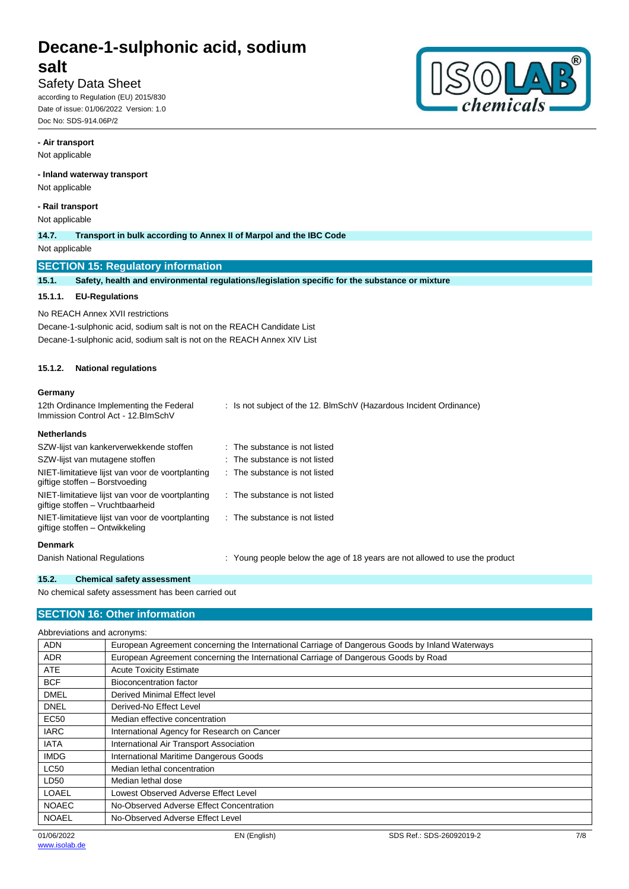**- Air transport**

Not applicable

**- Inland waterway transport**

Not applicable

**- Rail transport**

Not applicable

**14.7. Transport in bulk according to Annex II of Marpol and the IBC Code**

Not applicable

## SECTION 15: Regulatory information

### 15.1. Safety, health and environmental regulations/legislation specific for the substance or mixture

#### 15.1.1. EU-Regulations

No REACH Annex XVII restrictions

Decane-1-sulphonic acid, sodium salt is not on the REACH Candidate List

Decane-1-sulphonic acid, sodium salt is not on the REACH Annex XIV List

#### 15.1.2. National regulations

**Germany**

| | |
|---|---|
| 12th Ordinance Implementing the Federal Immission Control Act - 12.BImSchV | : Is not subject of the 12. BlmSchV (Hazardous Incident Ordinance) |

**Netherlands**

| | |
|---|---|
| SZW-lijst van kankerverwekkende stoffen | : The substance is not listed |
| SZW-lijst van mutagene stoffen | : The substance is not listed |
| NIET-limitatieve lijst van voor de voortplanting giftige stoffen – Borstvoeding | : The substance is not listed |
| NIET-limitatieve lijst van voor de voortplanting giftige stoffen – Vruchtbaarheid | : The substance is not listed |
| NIET-limitatieve lijst van voor de voortplanting giftige stoffen – Ontwikkeling | : The substance is not listed |

**Denmark**

| | |
|---|---|
| Danish National Regulations | : Young people below the age of 18 years are not allowed to use the product |

### 15.2. Chemical safety assessment

No chemical safety assessment has been carried out

## SECTION 16: Other information

Abbreviations and acronyms:

| | |
|---|---|
| ADN | European Agreement concerning the International Carriage of Dangerous Goods by Inland Waterways |
| ADR | European Agreement concerning the International Carriage of Dangerous Goods by Road |
| ATE | Acute Toxicity Estimate |
| BCF | Bioconcentration factor |
| DMEL | Derived Minimal Effect level |
| DNEL | Derived-No Effect Level |
| EC50 | Median effective concentration |
| IARC | International Agency for Research on Cancer |
| IATA | International Air Transport Association |
| IMDG | International Maritime Dangerous Goods |
| LC50 | Median lethal concentration |
| LD50 | Median lethal dose |
| LOAEL | Lowest Observed Adverse Effect Level |
| NOAEC | No-Observed Adverse Effect Concentration |
| NOAEL | No-Observed Adverse Effect Level |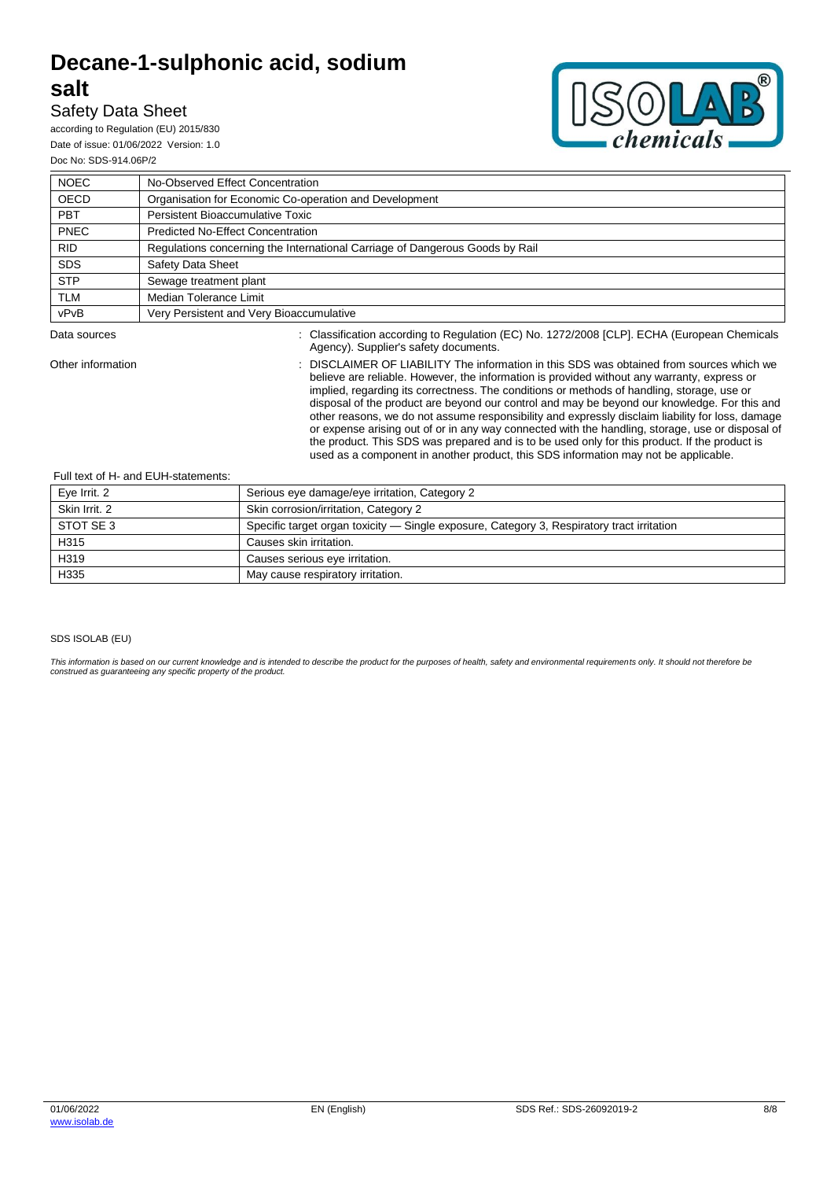| | |
|---|---|
| NOEC | No-Observed Effect Concentration |
| OECD | Organisation for Economic Co-operation and Development |
| PBT | Persistent Bioaccumulative Toxic |
| PNEC | Predicted No-Effect Concentration |
| RID | Regulations concerning the International Carriage of Dangerous Goods by Rail |
| SDS | Safety Data Sheet |
| STP | Sewage treatment plant |
| TLM | Median Tolerance Limit |
| vPvB | Very Persistent and Very Bioaccumulative |

Data sources : Classification according to Regulation (EC) No. 1272/2008 [CLP]. ECHA (European Chemicals Agency). Supplier's safety documents.

Other information : DISCLAIMER OF LIABILITY The information in this SDS was obtained from sources which we believe are reliable. However, the information is provided without any warranty, express or implied, regarding its correctness. The conditions or methods of handling, storage, use or disposal of the product are beyond our control and may be beyond our knowledge. For this and other reasons, we do not assume responsibility and expressly disclaim liability for loss, damage or expense arising out of or in any way connected with the handling, storage, use or disposal of the product. This SDS was prepared and is to be used only for this product. If the product is used as a component in another product, this SDS information may not be applicable.

Full text of H- and EUH-statements:

| | |
|---|---|
| Eye Irrit. 2 | Serious eye damage/eye irritation, Category 2 |
| Skin Irrit. 2 | Skin corrosion/irritation, Category 2 |
| STOT SE 3 | Specific target organ toxicity — Single exposure, Category 3, Respiratory tract irritation |
| H315 | Causes skin irritation. |
| H319 | Causes serious eye irritation. |
| H335 | May cause respiratory irritation. |

SDS ISOLAB (EU)

*This information is based on our current knowledge and is intended to describe the product for the purposes of health, safety and environmental requirements only. It should not therefore be construed as guaranteeing any specific property of the product.*